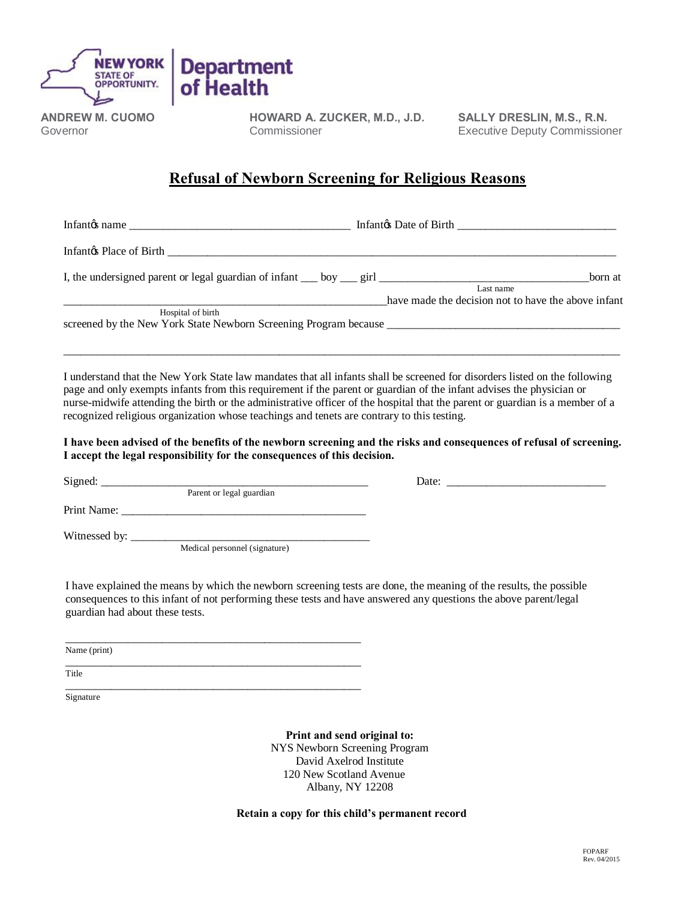NEW YORK STATE OF OPPORTUNITY. | Department of Health

**ANDREW M. CUOMO**
Governor

**HOWARD A. ZUCKER, M.D., J.D.**
Commissioner

**SALLY DRESLIN, M.S., R.N.**
Executive Deputy Commissioner

# Refusal of Newborn Screening for Religious Reasons

Infant's name ______________________________________ Infant's Date of Birth ___________________________

Infant's Place of Birth ______________________________________________________________________________

I, the undersigned parent or legal guardian of infant ___ boy ___ girl _____________________________________ born at
Last name

________________________________________________________ have made the decision not to have the above infant
Hospital of birth

screened by the New York State Newborn Screening Program because _________________________________________

______________________________________________________________________________________________

I understand that the New York State law mandates that all infants shall be screened for disorders listed on the following page and only exempts infants from this requirement if the parent or guardian of the infant advises the physician or nurse-midwife attending the birth or the administrative officer of the hospital that the parent or guardian is a member of a recognized religious organization whose teachings and tenets are contrary to this testing.

**I have been advised of the benefits of the newborn screening and the risks and consequences of refusal of screening. I accept the legal responsibility for the consequences of this decision.**

Signed: ______________________________________________ Date: ____________________________
Parent or legal guardian

Print Name: ____________________________________________

Witnessed by: ___________________________________________
Medical personnel (signature)

I have explained the means by which the newborn screening tests are done, the meaning of the results, the possible consequences to this infant of not performing these tests and have answered any questions the above parent/legal guardian had about these tests.

____________________________________________________
Name (print)

____________________________________________________
Title

____________________________________________________
Signature

**Print and send original to:**
NYS Newborn Screening Program
David Axelrod Institute
120 New Scotland Avenue
Albany, NY 12208

**Retain a copy for this child's permanent record**

FOPARF
Rev. 04/2015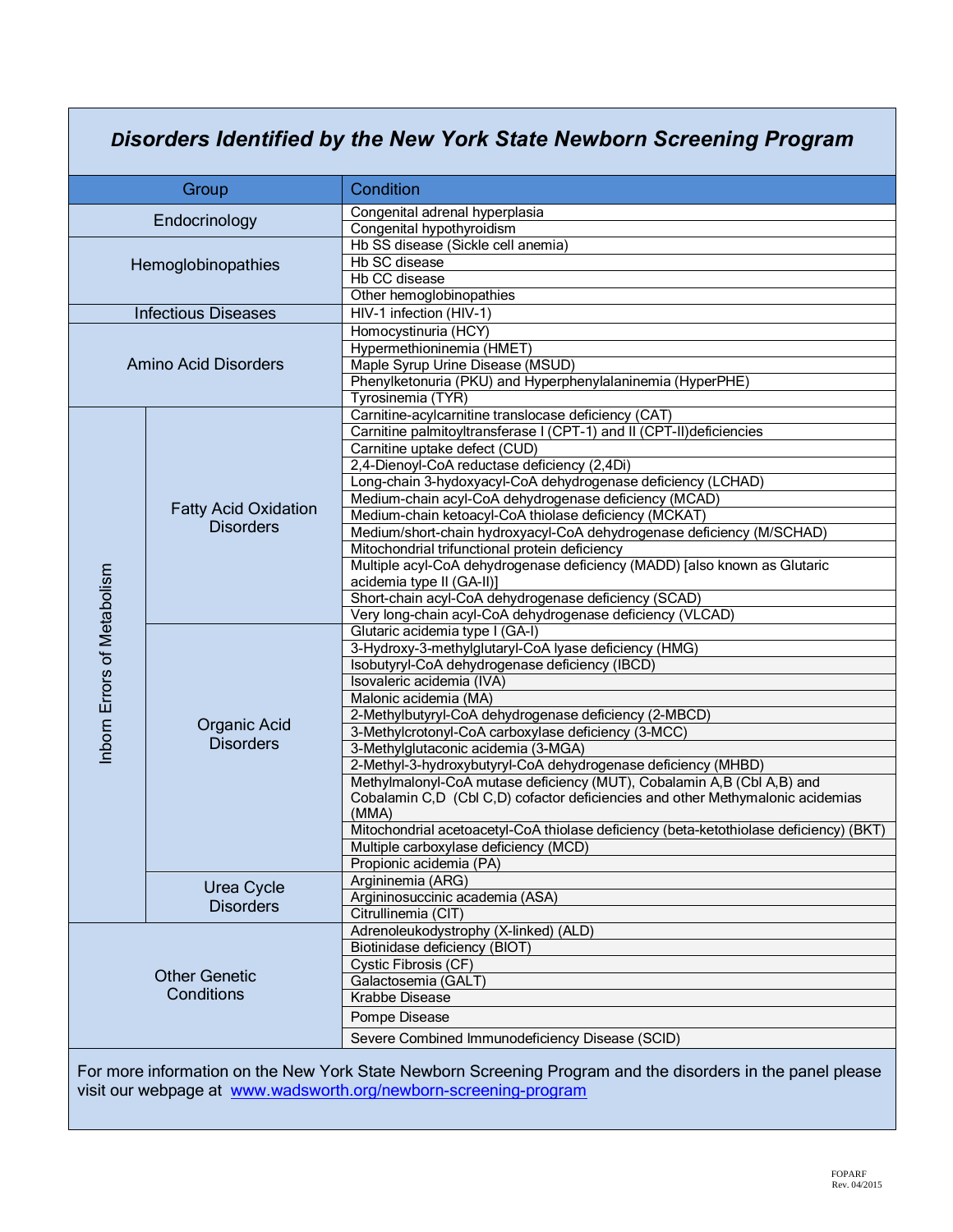## *Disorders Identified by the New York State Newborn Screening Program*

| Group | | Condition |
|---|---|---|
| Endocrinology | | Congenital adrenal hyperplasia |
| | | Congenital hypothyroidism |
| Hemoglobinopathies | | Hb SS disease (Sickle cell anemia) |
| | | Hb SC disease |
| | | Hb CC disease |
| | | Other hemoglobinopathies |
| Infectious Diseases | | HIV-1 infection (HIV-1) |
| Amino Acid Disorders | | Homocystinuria (HCY) |
| | | Hypermethioninemia (HMET) |
| | | Maple Syrup Urine Disease (MSUD) |
| | | Phenylketonuria (PKU) and Hyperphenylalaninemia (HyperPHE) |
| | | Tyrosinemia (TYR) |
| Inborn Errors of Metabolism | Fatty Acid Oxidation Disorders | Carnitine-acylcarnitine translocase deficiency (CAT) |
| | | Carnitine palmitoyltransferase I (CPT-1) and II (CPT-II)deficiencies |
| | | Carnitine uptake defect (CUD) |
| | | 2,4-Dienoyl-CoA reductase deficiency (2,4Di) |
| | | Long-chain 3-hydoxyacyl-CoA dehydrogenase deficiency (LCHAD) |
| | | Medium-chain acyl-CoA dehydrogenase deficiency (MCAD) |
| | | Medium-chain ketoacyl-CoA thiolase deficiency (MCKAT) |
| | | Medium/short-chain hydroxyacyl-CoA dehydrogenase deficiency (M/SCHAD) |
| | | Mitochondrial trifunctional protein deficiency |
| | | Multiple acyl-CoA dehydrogenase deficiency (MADD) [also known as Glutaric acidemia type II (GA-II)] |
| | | Short-chain acyl-CoA dehydrogenase deficiency (SCAD) |
| | | Very long-chain acyl-CoA dehydrogenase deficiency (VLCAD) |
| | Organic Acid Disorders | Glutaric acidemia type I (GA-I) |
| | | 3-Hydroxy-3-methylglutaryl-CoA lyase deficiency (HMG) |
| | | Isobutyryl-CoA dehydrogenase deficiency (IBCD) |
| | | Isovaleric acidemia (IVA) |
| | | Malonic acidemia (MA) |
| | | 2-Methylbutyryl-CoA dehydrogenase deficiency (2-MBCD) |
| | | 3-Methylcrotonyl-CoA carboxylase deficiency (3-MCC) |
| | | 3-Methylglutaconic acidemia (3-MGA) |
| | | 2-Methyl-3-hydroxybutyryl-CoA dehydrogenase deficiency (MHBD) |
| | | Methylmalonyl-CoA mutase deficiency (MUT), Cobalamin A,B (Cbl A,B) and Cobalamin C,D (Cbl C,D) cofactor deficiencies and other Methymalonic acidemias (MMA) |
| | | Mitochondrial acetoacetyl-CoA thiolase deficiency (beta-ketothiolase deficiency) (BKT) |
| | | Multiple carboxylase deficiency (MCD) |
| | | Propionic acidemia (PA) |
| | Urea Cycle Disorders | Argininemia (ARG) |
| | | Argininosuccinic academia (ASA) |
| | | Citrullinemia (CIT) |
| Other Genetic Conditions | | Adrenoleukodystrophy (X-linked) (ALD) |
| | | Biotinidase deficiency (BIOT) |
| | | Cystic Fibrosis (CF) |
| | | Galactosemia (GALT) |
| | | Krabbe Disease |
| | | Pompe Disease |
| | | Severe Combined Immunodeficiency Disease (SCID) |

For more information on the New York State Newborn Screening Program and the disorders in the panel please visit our webpage at [www.wadsworth.org/newborn-screening-program](www.wadsworth.org/newborn-screening-program)

FOPARF
Rev. 04/2015